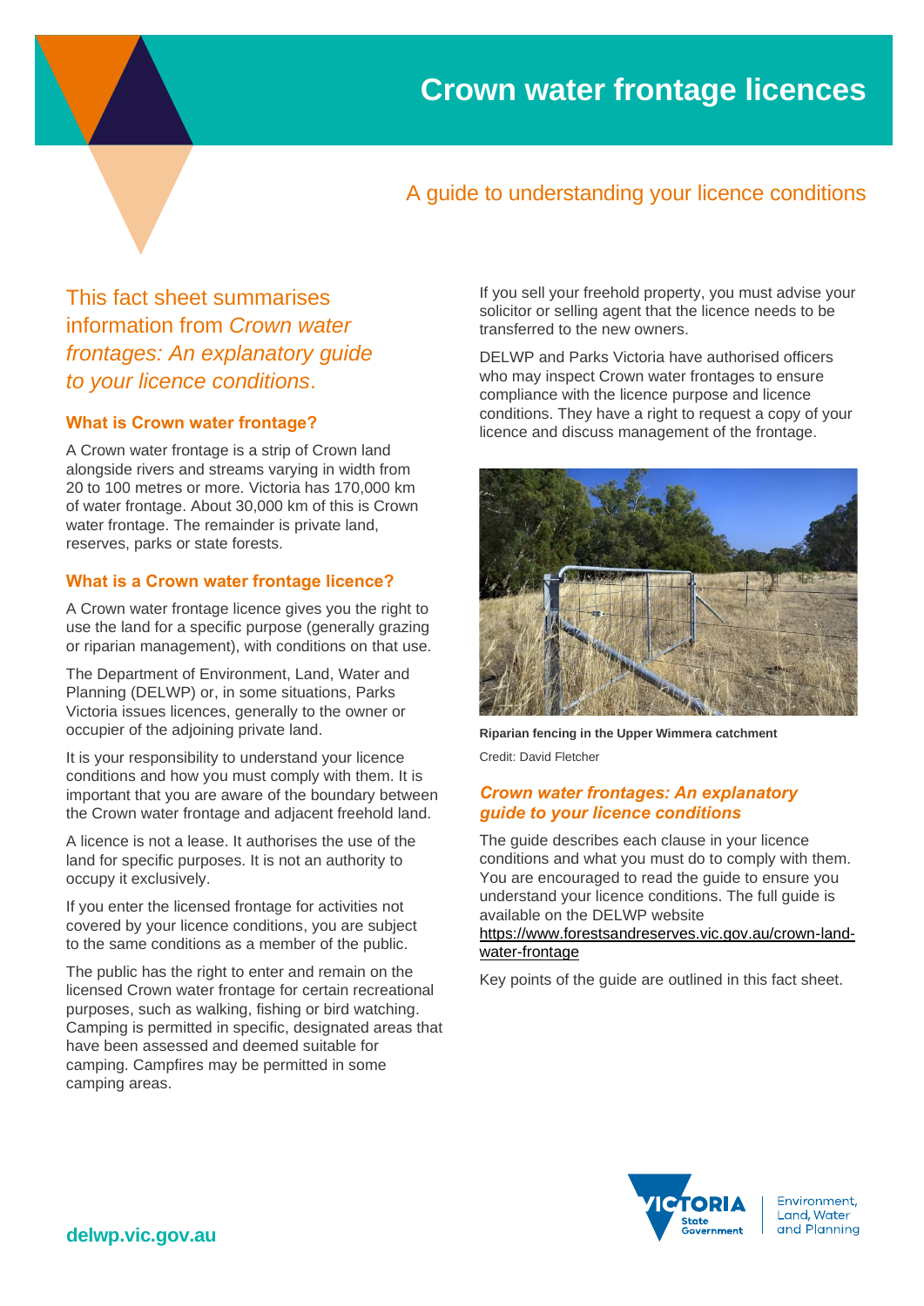# Crown water frontage licences

## A guide to understanding your licence conditions

This fact sheet summarises information from *Crown water frontages: An explanatory guide to your licence conditions*.

### What is Crown water frontage?

A Crown water frontage is a strip of Crown land alongside rivers and streams varying in width from 20 to 100 metres or more. Victoria has 170,000 km of water frontage. About 30,000 km of this is Crown water frontage. The remainder is private land, reserves, parks or state forests.

### What is a Crown water frontage licence?

A Crown water frontage licence gives you the right to use the land for a specific purpose (generally grazing or riparian management), with conditions on that use.

The Department of Environment, Land, Water and Planning (DELWP) or, in some situations, Parks Victoria issues licences, generally to the owner or occupier of the adjoining private land.

It is your responsibility to understand your licence conditions and how you must comply with them. It is important that you are aware of the boundary between the Crown water frontage and adjacent freehold land.

A licence is not a lease. It authorises the use of the land for specific purposes. It is not an authority to occupy it exclusively.

If you enter the licensed frontage for activities not covered by your licence conditions, you are subject to the same conditions as a member of the public.

The public has the right to enter and remain on the licensed Crown water frontage for certain recreational purposes, such as walking, fishing or bird watching. Camping is permitted in specific, designated areas that have been assessed and deemed suitable for camping. Campfires may be permitted in some camping areas.

If you sell your freehold property, you must advise your solicitor or selling agent that the licence needs to be transferred to the new owners.

DELWP and Parks Victoria have authorised officers who may inspect Crown water frontages to ensure compliance with the licence purpose and licence conditions. They have a right to request a copy of your licence and discuss management of the frontage.

**Riparian fencing in the Upper Wimmera catchment**

Credit: David Fletcher

### *Crown water frontages: An explanatory guide to your licence conditions*

The guide describes each clause in your licence conditions and what you must do to comply with them. You are encouraged to read the guide to ensure you understand your licence conditions. The full guide is available on the DELWP website https://www.forestsandreserves.vic.gov.au/crown-land-water-frontage

Key points of the guide are outlined in this fact sheet.

**delwp.vic.gov.au**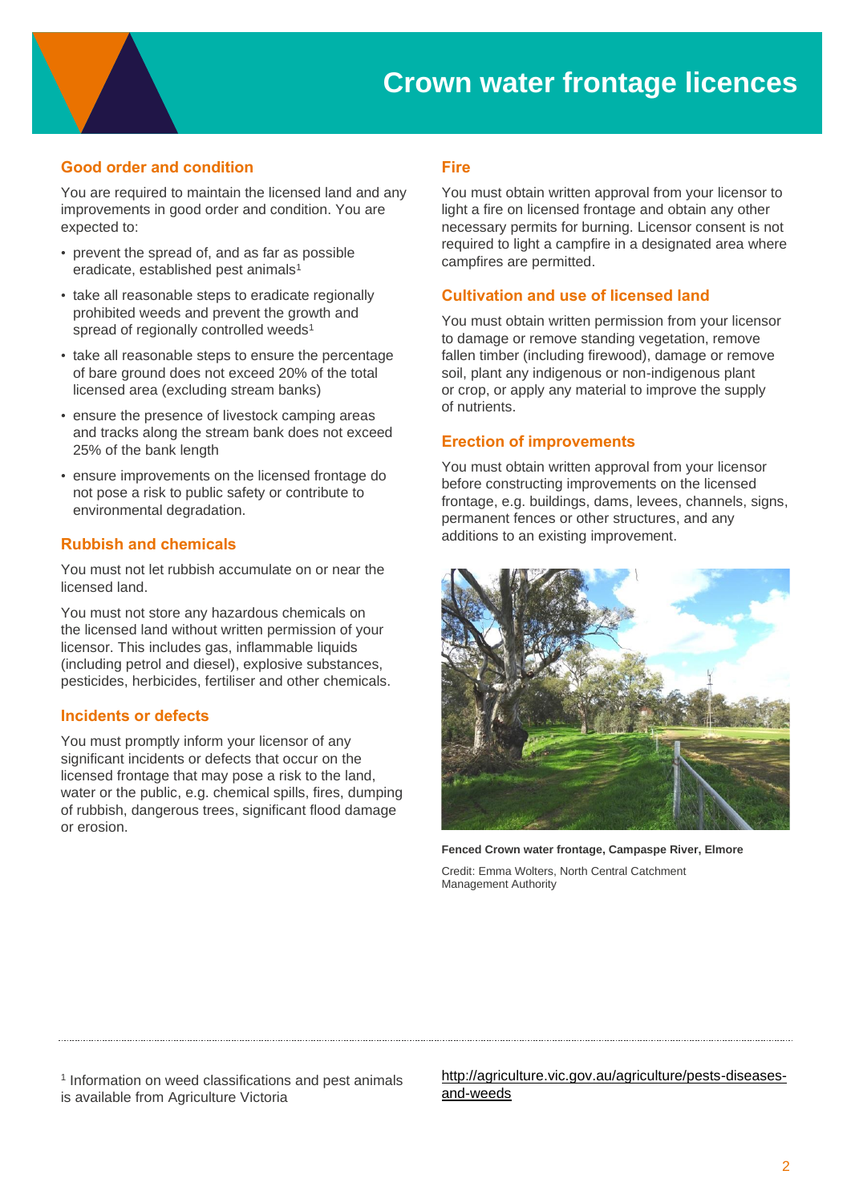# Crown water frontage licences

## Good order and condition

You are required to maintain the licensed land and any improvements in good order and condition. You are expected to:

- prevent the spread of, and as far as possible eradicate, established pest animals[1]
- take all reasonable steps to eradicate regionally prohibited weeds and prevent the growth and spread of regionally controlled weeds[1]
- take all reasonable steps to ensure the percentage of bare ground does not exceed 20% of the total licensed area (excluding stream banks)
- ensure the presence of livestock camping areas and tracks along the stream bank does not exceed 25% of the bank length
- ensure improvements on the licensed frontage do not pose a risk to public safety or contribute to environmental degradation.

## Rubbish and chemicals

You must not let rubbish accumulate on or near the licensed land.

You must not store any hazardous chemicals on the licensed land without written permission of your licensor. This includes gas, inflammable liquids (including petrol and diesel), explosive substances, pesticides, herbicides, fertiliser and other chemicals.

## Incidents or defects

You must promptly inform your licensor of any significant incidents or defects that occur on the licensed frontage that may pose a risk to the land, water or the public, e.g. chemical spills, fires, dumping of rubbish, dangerous trees, significant flood damage or erosion.

## Fire

You must obtain written approval from your licensor to light a fire on licensed frontage and obtain any other necessary permits for burning. Licensor consent is not required to light a campfire in a designated area where campfires are permitted.

## Cultivation and use of licensed land

You must obtain written permission from your licensor to damage or remove standing vegetation, remove fallen timber (including firewood), damage or remove soil, plant any indigenous or non-indigenous plant or crop, or apply any material to improve the supply of nutrients.

## Erection of improvements

You must obtain written approval from your licensor before constructing improvements on the licensed frontage, e.g. buildings, dams, levees, channels, signs, permanent fences or other structures, and any additions to an existing improvement.

**Fenced Crown water frontage, Campaspe River, Elmore**

Credit: Emma Wolters, North Central Catchment Management Authority

---

[1] Information on weed classifications and pest animals is available from Agriculture Victoria http://agriculture.vic.gov.au/agriculture/pests-diseases-and-weeds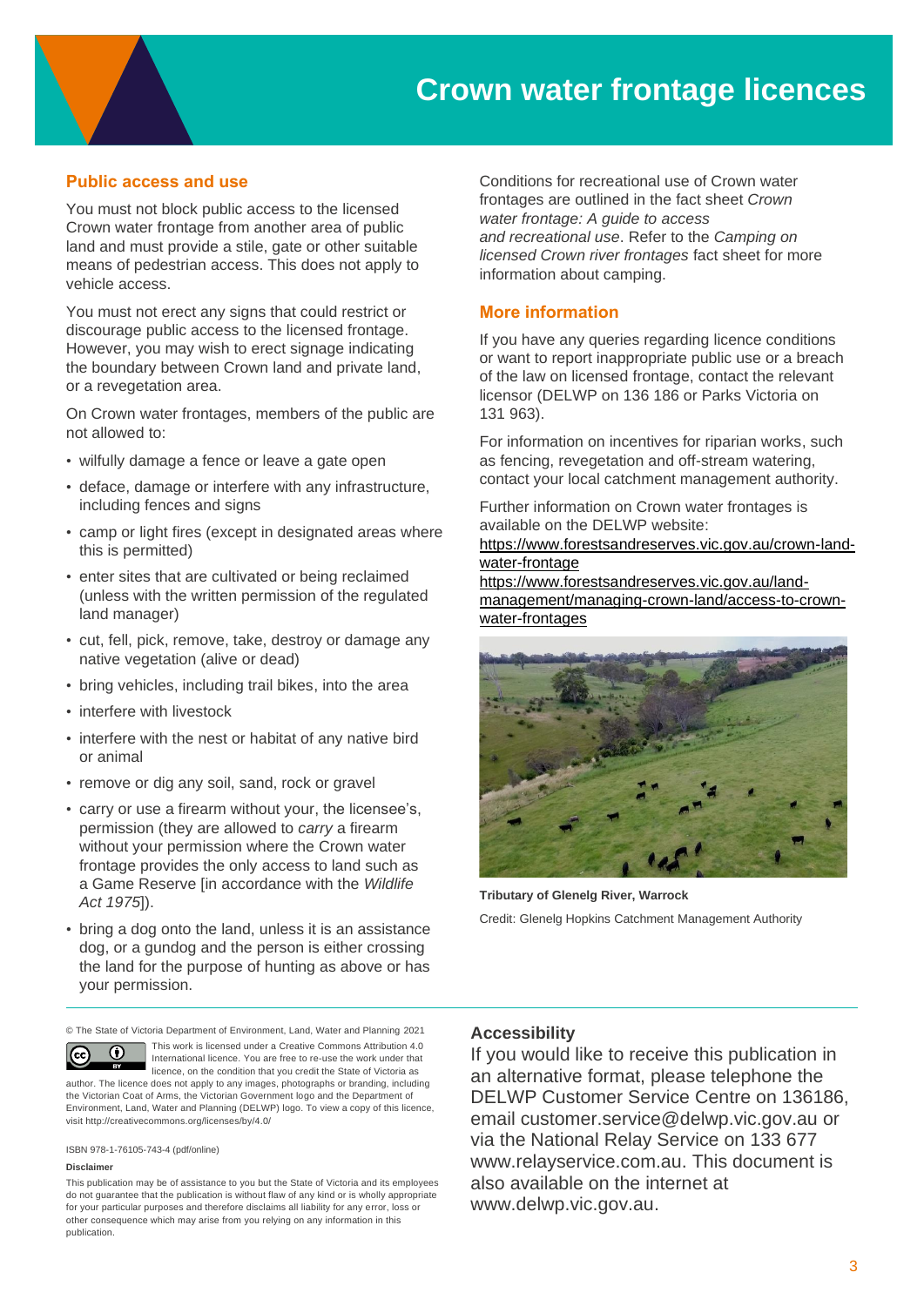# Crown water frontage licences

## Public access and use

You must not block public access to the licensed Crown water frontage from another area of public land and must provide a stile, gate or other suitable means of pedestrian access. This does not apply to vehicle access.

You must not erect any signs that could restrict or discourage public access to the licensed frontage. However, you may wish to erect signage indicating the boundary between Crown land and private land, or a revegetation area.

On Crown water frontages, members of the public are not allowed to:

- wilfully damage a fence or leave a gate open
- deface, damage or interfere with any infrastructure, including fences and signs
- camp or light fires (except in designated areas where this is permitted)
- enter sites that are cultivated or being reclaimed (unless with the written permission of the regulated land manager)
- cut, fell, pick, remove, take, destroy or damage any native vegetation (alive or dead)
- bring vehicles, including trail bikes, into the area
- interfere with livestock
- interfere with the nest or habitat of any native bird or animal
- remove or dig any soil, sand, rock or gravel
- carry or use a firearm without your, the licensee's, permission (they are allowed to *carry* a firearm without your permission where the Crown water frontage provides the only access to land such as a Game Reserve [in accordance with the *Wildlife Act 1975*]).
- bring a dog onto the land, unless it is an assistance dog, or a gundog and the person is either crossing the land for the purpose of hunting as above or has your permission.

Conditions for recreational use of Crown water frontages are outlined in the fact sheet *Crown water frontage: A guide to access and recreational use*. Refer to the *Camping on licensed Crown river frontages* fact sheet for more information about camping.

## More information

If you have any queries regarding licence conditions or want to report inappropriate public use or a breach of the law on licensed frontage, contact the relevant licensor (DELWP on 136 186 or Parks Victoria on 131 963).

For information on incentives for riparian works, such as fencing, revegetation and off-stream watering, contact your local catchment management authority.

Further information on Crown water frontages is available on the DELWP website:
https://www.forestsandreserves.vic.gov.au/crown-land-water-frontage
https://www.forestsandreserves.vic.gov.au/land-management/managing-crown-land/access-to-crown-water-frontages

**Tributary of Glenelg River, Warrock**

Credit: Glenelg Hopkins Catchment Management Authority

© The State of Victoria Department of Environment, Land, Water and Planning 2021

This work is licensed under a Creative Commons Attribution 4.0 International licence. You are free to re-use the work under that licence, on the condition that you credit the State of Victoria as author. The licence does not apply to any images, photographs or branding, including the Victorian Coat of Arms, the Victorian Government logo and the Department of Environment, Land, Water and Planning (DELWP) logo. To view a copy of this licence, visit http://creativecommons.org/licenses/by/4.0/

ISBN 978-1-76105-743-4 (pdf/online)

**Disclaimer**

This publication may be of assistance to you but the State of Victoria and its employees do not guarantee that the publication is without flaw of any kind or is wholly appropriate for your particular purposes and therefore disclaims all liability for any error, loss or other consequence which may arise from you relying on any information in this publication.

## Accessibility

If you would like to receive this publication in an alternative format, please telephone the DELWP Customer Service Centre on 136186, email customer.service@delwp.vic.gov.au or via the National Relay Service on 133 677 www.relayservice.com.au. This document is also available on the internet at www.delwp.vic.gov.au.